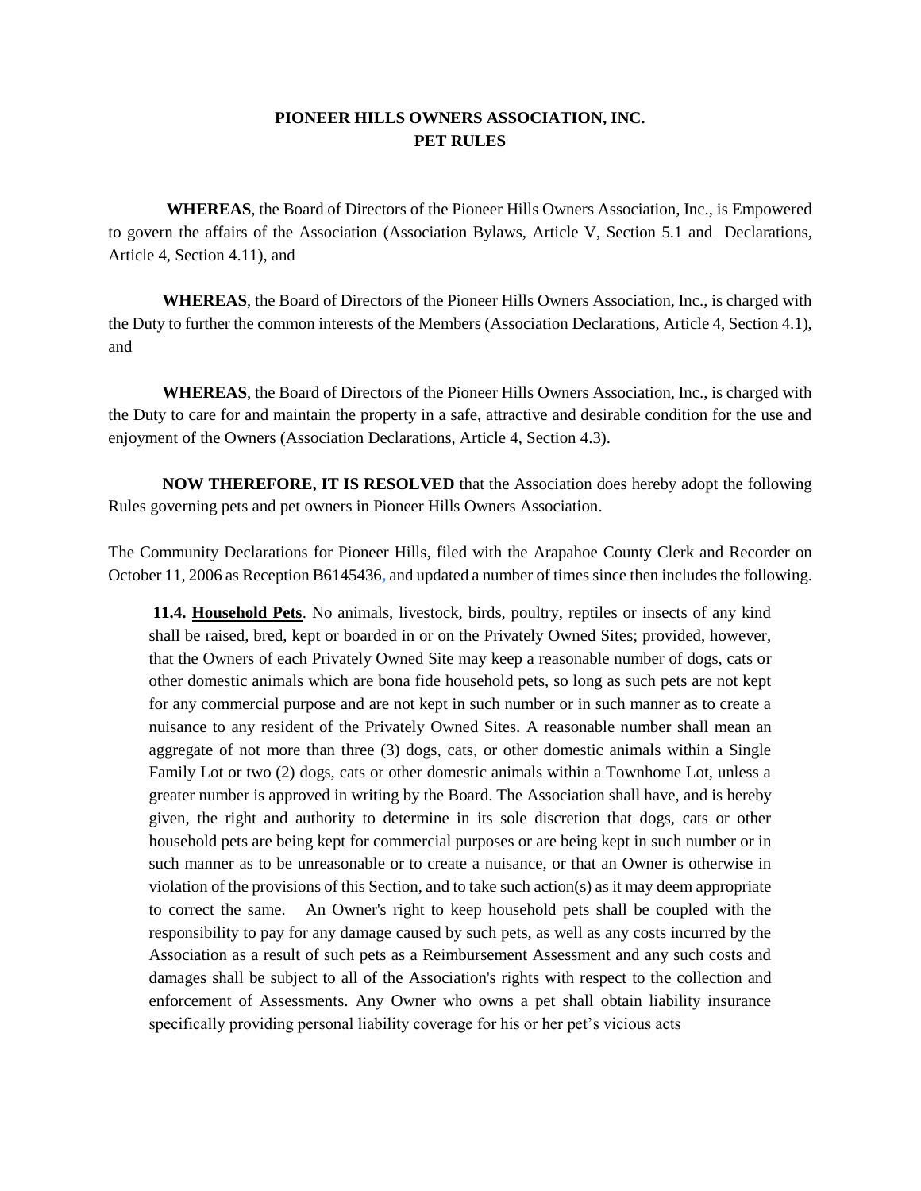# PIONEER HILLS OWNERS ASSOCIATION, INC.
# PET RULES

**WHEREAS**, the Board of Directors of the Pioneer Hills Owners Association, Inc., is Empowered to govern the affairs of the Association (Association Bylaws, Article V, Section 5.1 and Declarations, Article 4, Section 4.11), and

**WHEREAS**, the Board of Directors of the Pioneer Hills Owners Association, Inc., is charged with the Duty to further the common interests of the Members (Association Declarations, Article 4, Section 4.1), and

**WHEREAS**, the Board of Directors of the Pioneer Hills Owners Association, Inc., is charged with the Duty to care for and maintain the property in a safe, attractive and desirable condition for the use and enjoyment of the Owners (Association Declarations, Article 4, Section 4.3).

**NOW THEREFORE, IT IS RESOLVED** that the Association does hereby adopt the following Rules governing pets and pet owners in Pioneer Hills Owners Association.

The Community Declarations for Pioneer Hills, filed with the Arapahoe County Clerk and Recorder on October 11, 2006 as Reception B6145436, and updated a number of times since then includes the following.

> **11.4. <u>Household Pets</u>**. No animals, livestock, birds, poultry, reptiles or insects of any kind shall be raised, bred, kept or boarded in or on the Privately Owned Sites; provided, however, that the Owners of each Privately Owned Site may keep a reasonable number of dogs, cats or other domestic animals which are bona fide household pets, so long as such pets are not kept for any commercial purpose and are not kept in such number or in such manner as to create a nuisance to any resident of the Privately Owned Sites. A reasonable number shall mean an aggregate of not more than three (3) dogs, cats, or other domestic animals within a Single Family Lot or two (2) dogs, cats or other domestic animals within a Townhome Lot, unless a greater number is approved in writing by the Board. The Association shall have, and is hereby given, the right and authority to determine in its sole discretion that dogs, cats or other household pets are being kept for commercial purposes or are being kept in such number or in such manner as to be unreasonable or to create a nuisance, or that an Owner is otherwise in violation of the provisions of this Section, and to take such action(s) as it may deem appropriate to correct the same. An Owner's right to keep household pets shall be coupled with the responsibility to pay for any damage caused by such pets, as well as any costs incurred by the Association as a result of such pets as a Reimbursement Assessment and any such costs and damages shall be subject to all of the Association's rights with respect to the collection and enforcement of Assessments. Any Owner who owns a pet shall obtain liability insurance specifically providing personal liability coverage for his or her pet's vicious acts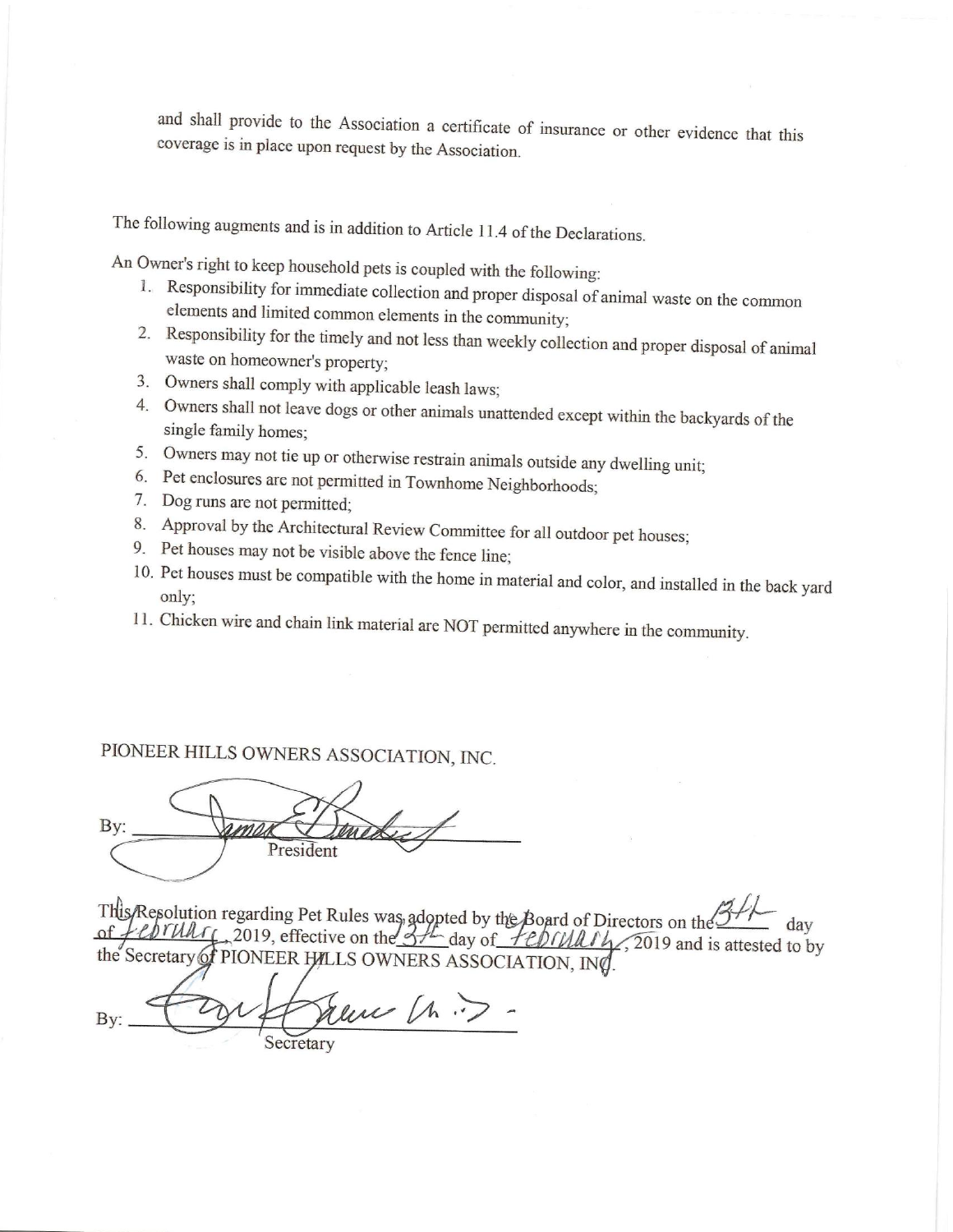and shall provide to the Association a certificate of insurance or other evidence that this coverage is in place upon request by the Association.

The following augments and is in addition to Article 11.4 of the Declarations.

An Owner's right to keep household pets is coupled with the following:

1. Responsibility for immediate collection and proper disposal of animal waste on the common elements and limited common elements in the community;
2. Responsibility for the timely and not less than weekly collection and proper disposal of animal waste on homeowner's property;
3. Owners shall comply with applicable leash laws;
4. Owners shall not leave dogs or other animals unattended except within the backyards of the single family homes;
5. Owners may not tie up or otherwise restrain animals outside any dwelling unit;
6. Pet enclosures are not permitted in Townhome Neighborhoods;
7. Dog runs are not permitted;
8. Approval by the Architectural Review Committee for all outdoor pet houses;
9. Pet houses may not be visible above the fence line;
10. Pet houses must be compatible with the home in material and color, and installed in the back yard only;
11. Chicken wire and chain link material are NOT permitted anywhere in the community.

PIONEER HILLS OWNERS ASSOCIATION, INC.

By: ______________________________
President

This Resolution regarding Pet Rules was adopted by the Board of Directors on the 3rd day of February, 2019, effective on the 3rd day of February, 2019 and is attested to by the Secretary of PIONEER HILLS OWNERS ASSOCIATION, INC.

By: ______________________________
Secretary